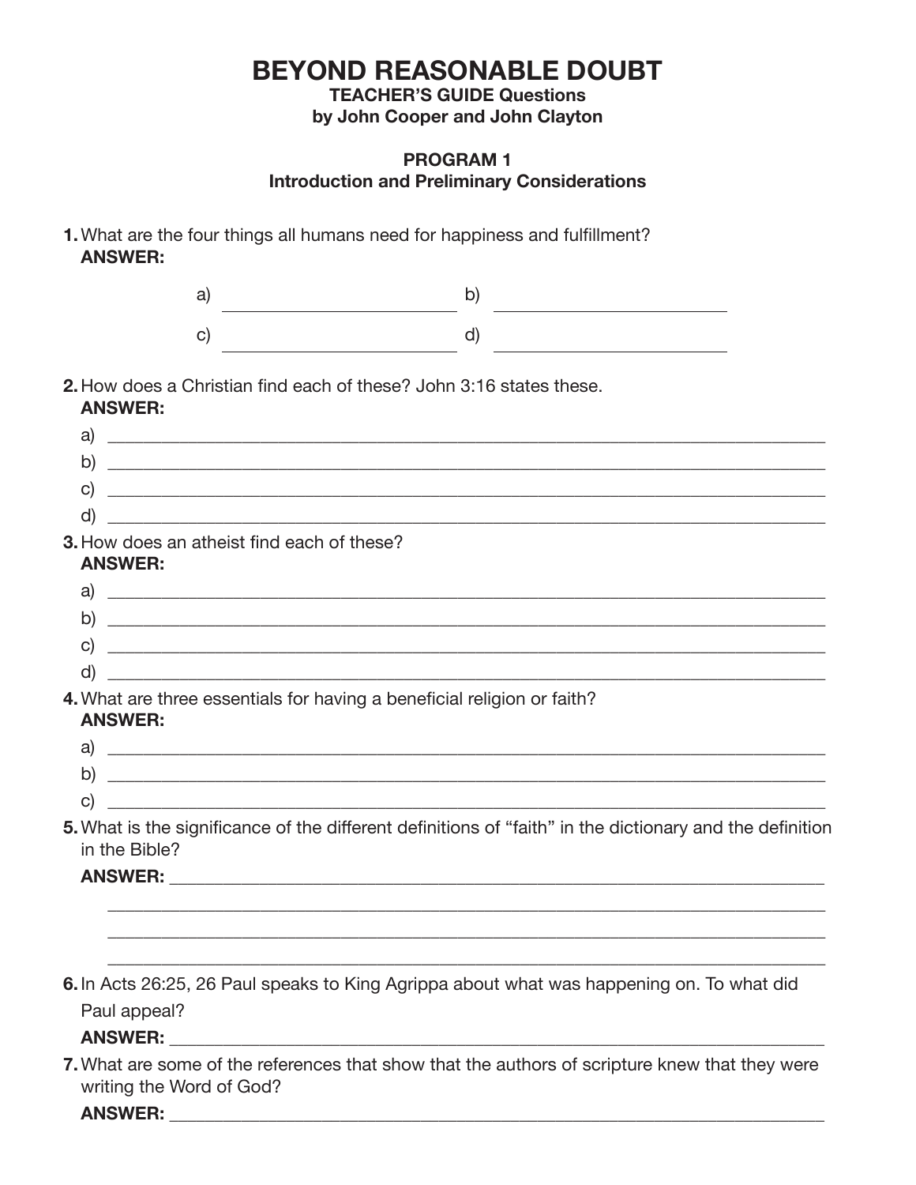# BEYOND REASONABLE DOUBT

**TEACHER'S GUIDE Questions**
**by John Cooper and John Clayton**

## PROGRAM 1
### Introduction and Preliminary Considerations

**1.** What are the four things all humans need for happiness and fulfillment?
**ANSWER:**

a) ____________________ b) ____________________

c) ____________________ d) ____________________

**2.** How does a Christian find each of these? John 3:16 states these.
**ANSWER:**

a) ____________________________________________

b) ____________________________________________

c) ____________________________________________

d) ____________________________________________

**3.** How does an atheist find each of these?
**ANSWER:**

a) ____________________________________________

b) ____________________________________________

c) ____________________________________________

d) ____________________________________________

**4.** What are three essentials for having a beneficial religion or faith?
**ANSWER:**

a) ____________________________________________

b) ____________________________________________

c) ____________________________________________

**5.** What is the significance of the different definitions of "faith" in the dictionary and the definition in the Bible?

**ANSWER:** ____________________________________________

____________________________________________

____________________________________________

____________________________________________

**6.** In Acts 26:25, 26 Paul speaks to King Agrippa about what was happening on. To what did Paul appeal?

**ANSWER:** ____________________________________________

**7.** What are some of the references that show that the authors of scripture knew that they were writing the Word of God?

**ANSWER:** ____________________________________________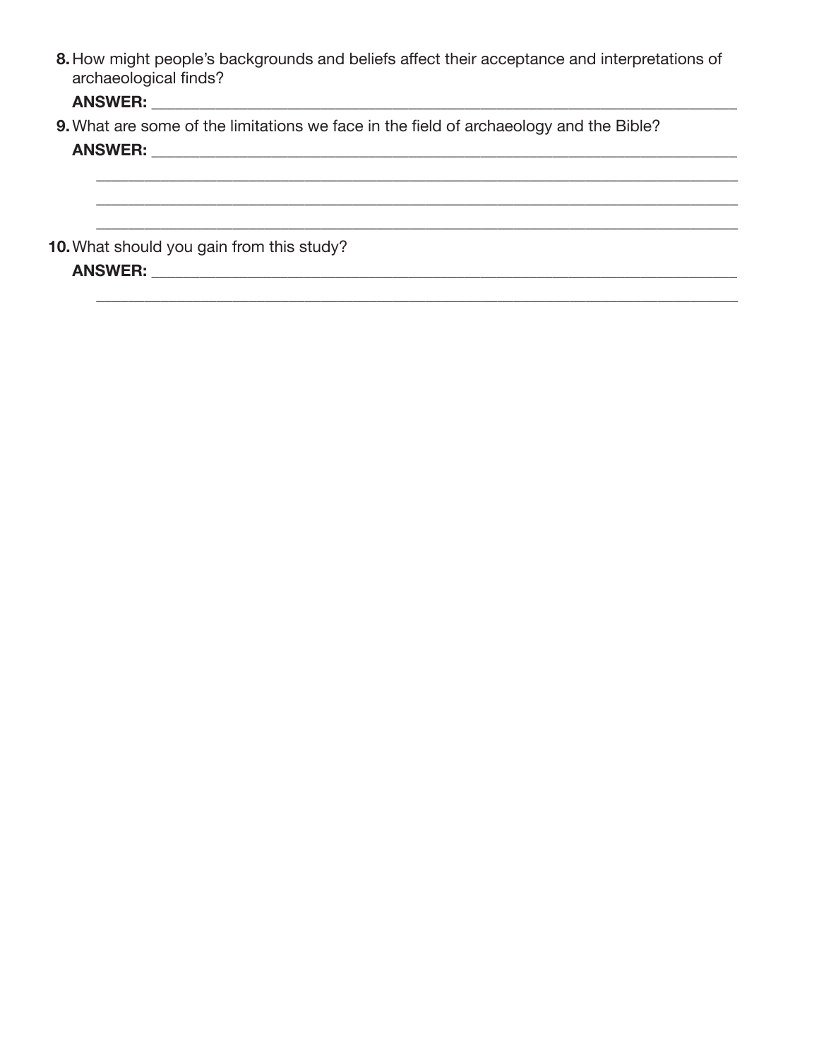8. How might people's backgrounds and beliefs affect their acceptance and interpretations of archaeological finds?

   **ANSWER:** ______________________________________________________________________

9. What are some of the limitations we face in the field of archaeology and the Bible?

   **ANSWER:** ______________________________________________________________________

   ______________________________________________________________________________

   ______________________________________________________________________________

   ______________________________________________________________________________

10. What should you gain from this study?

    **ANSWER:** ______________________________________________________________________

    ______________________________________________________________________________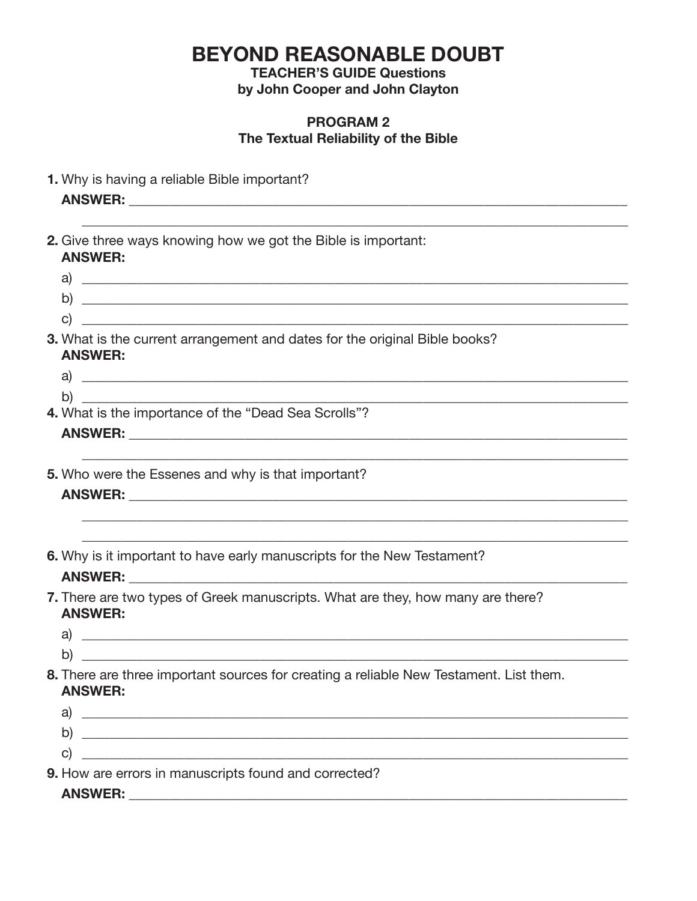# BEYOND REASONABLE DOUBT

**TEACHER'S GUIDE Questions**
**by John Cooper and John Clayton**

## PROGRAM 2
## The Textual Reliability of the Bible

**1.** Why is having a reliable Bible important?
**ANSWER:** ____________________________________________
____________________________________________

**2.** Give three ways knowing how we got the Bible is important:
**ANSWER:**
a) ____________________________________________
b) ____________________________________________
c) ____________________________________________

**3.** What is the current arrangement and dates for the original Bible books?
**ANSWER:**
a) ____________________________________________
b) ____________________________________________

**4.** What is the importance of the "Dead Sea Scrolls"?
**ANSWER:** ____________________________________________
____________________________________________

**5.** Who were the Essenes and why is that important?
**ANSWER:** ____________________________________________
____________________________________________
____________________________________________

**6.** Why is it important to have early manuscripts for the New Testament?
**ANSWER:** ____________________________________________

**7.** There are two types of Greek manuscripts. What are they, how many are there?
**ANSWER:**
a) ____________________________________________
b) ____________________________________________

**8.** There are three important sources for creating a reliable New Testament. List them.
**ANSWER:**
a) ____________________________________________
b) ____________________________________________
c) ____________________________________________

**9.** How are errors in manuscripts found and corrected?
**ANSWER:** ____________________________________________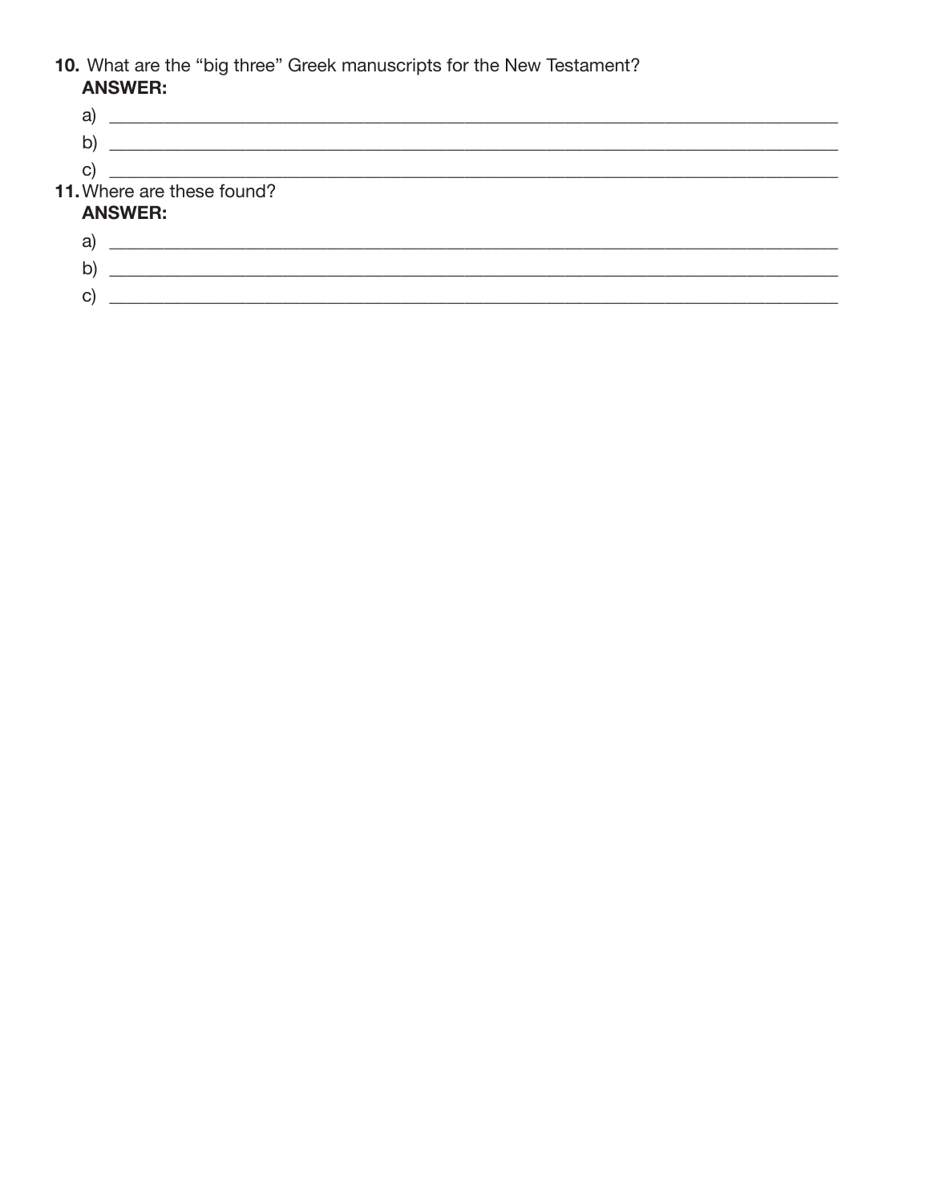**10.** What are the "big three" Greek manuscripts for the New Testament?

**ANSWER:**

a) ______________________________________________________________________________

b) ______________________________________________________________________________

c) ______________________________________________________________________________

**11.** Where are these found?

**ANSWER:**

a) ______________________________________________________________________________

b) ______________________________________________________________________________

c) ______________________________________________________________________________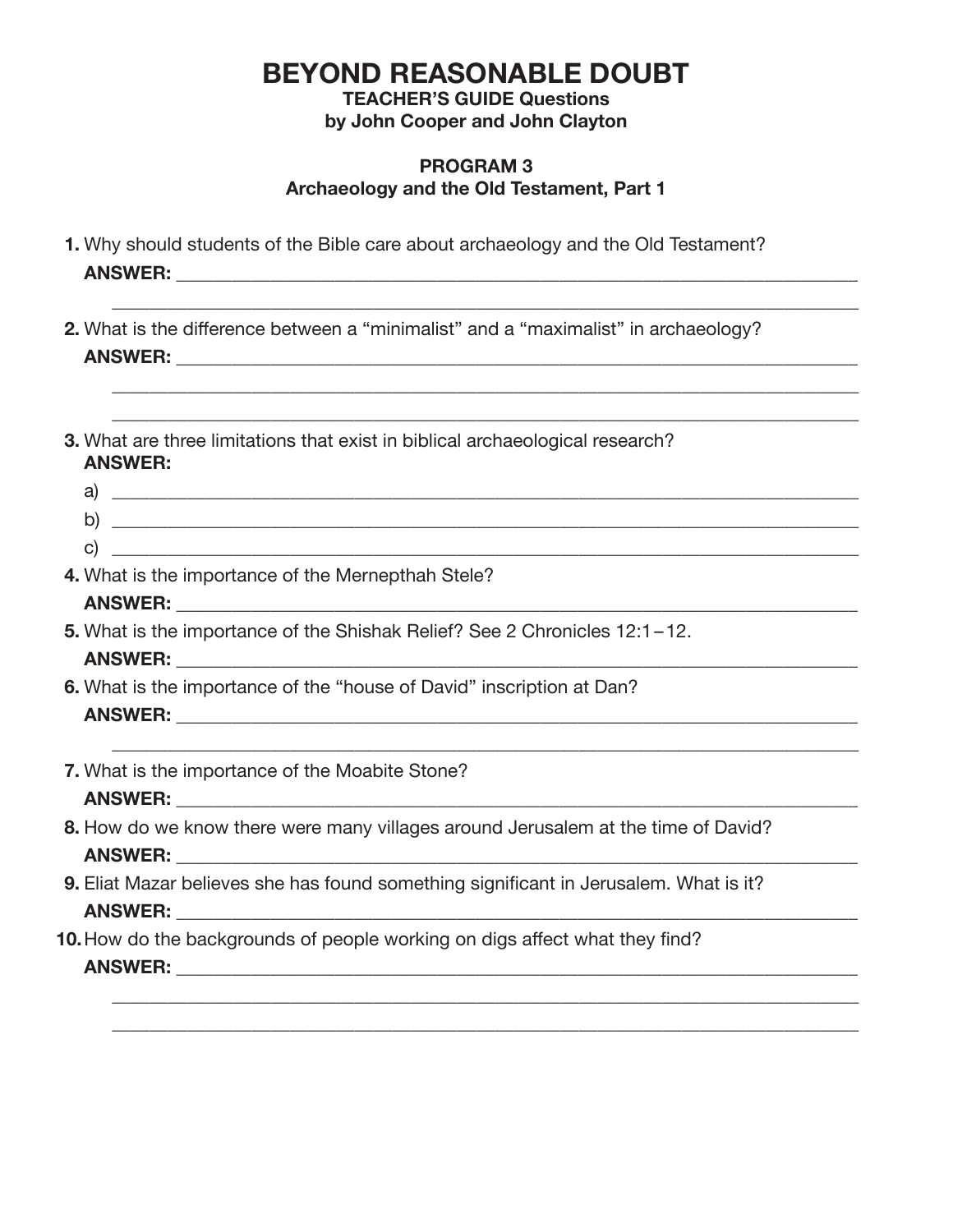# BEYOND REASONABLE DOUBT

**TEACHER'S GUIDE Questions**
**by John Cooper and John Clayton**

## PROGRAM 3
### Archaeology and the Old Testament, Part 1

**1.** Why should students of the Bible care about archaeology and the Old Testament?
**ANSWER:** ______________________________________________
______________________________________________

**2.** What is the difference between a "minimalist" and a "maximalist" in archaeology?
**ANSWER:** ______________________________________________
______________________________________________
______________________________________________

**3.** What are three limitations that exist in biblical archaeological research?
**ANSWER:**
a) ______________________________________________
b) ______________________________________________
c) ______________________________________________

**4.** What is the importance of the Mernepthah Stele?
**ANSWER:** ______________________________________________

**5.** What is the importance of the Shishak Relief? See 2 Chronicles 12:1 – 12.
**ANSWER:** ______________________________________________

**6.** What is the importance of the "house of David" inscription at Dan?
**ANSWER:** ______________________________________________
______________________________________________

**7.** What is the importance of the Moabite Stone?
**ANSWER:** ______________________________________________

**8.** How do we know there were many villages around Jerusalem at the time of David?
**ANSWER:** ______________________________________________

**9.** Eliat Mazar believes she has found something significant in Jerusalem. What is it?
**ANSWER:** ______________________________________________

**10.** How do the backgrounds of people working on digs affect what they find?
**ANSWER:** ______________________________________________
______________________________________________
______________________________________________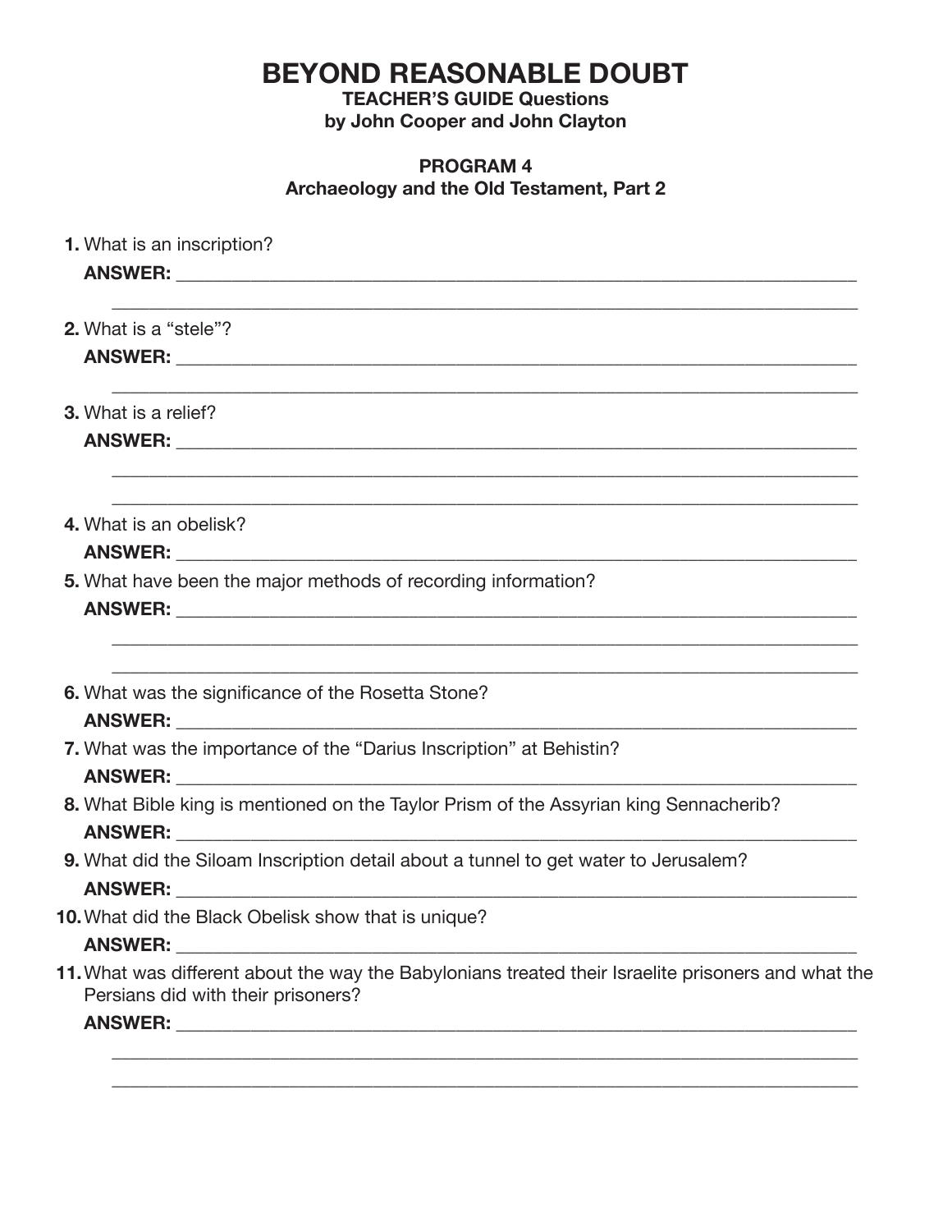# BEYOND REASONABLE DOUBT

**TEACHER'S GUIDE Questions**
**by John Cooper and John Clayton**

**PROGRAM 4**
**Archaeology and the Old Testament, Part 2**

1. What is an inscription?
   **ANSWER:** ______________________________________________________________
   ______________________________________________________________

2. What is a "stele"?
   **ANSWER:** ______________________________________________________________
   ______________________________________________________________

3. What is a relief?
   **ANSWER:** ______________________________________________________________
   ______________________________________________________________
   ______________________________________________________________

4. What is an obelisk?
   **ANSWER:** ______________________________________________________________

5. What have been the major methods of recording information?
   **ANSWER:** ______________________________________________________________
   ______________________________________________________________
   ______________________________________________________________

6. What was the significance of the Rosetta Stone?
   **ANSWER:** ______________________________________________________________

7. What was the importance of the "Darius Inscription" at Behistin?
   **ANSWER:** ______________________________________________________________

8. What Bible king is mentioned on the Taylor Prism of the Assyrian king Sennacherib?
   **ANSWER:** ______________________________________________________________

9. What did the Siloam Inscription detail about a tunnel to get water to Jerusalem?
   **ANSWER:** ______________________________________________________________

10. What did the Black Obelisk show that is unique?
    **ANSWER:** ______________________________________________________________

11. What was different about the way the Babylonians treated their Israelite prisoners and what the Persians did with their prisoners?
    **ANSWER:** ______________________________________________________________
    ______________________________________________________________
    ______________________________________________________________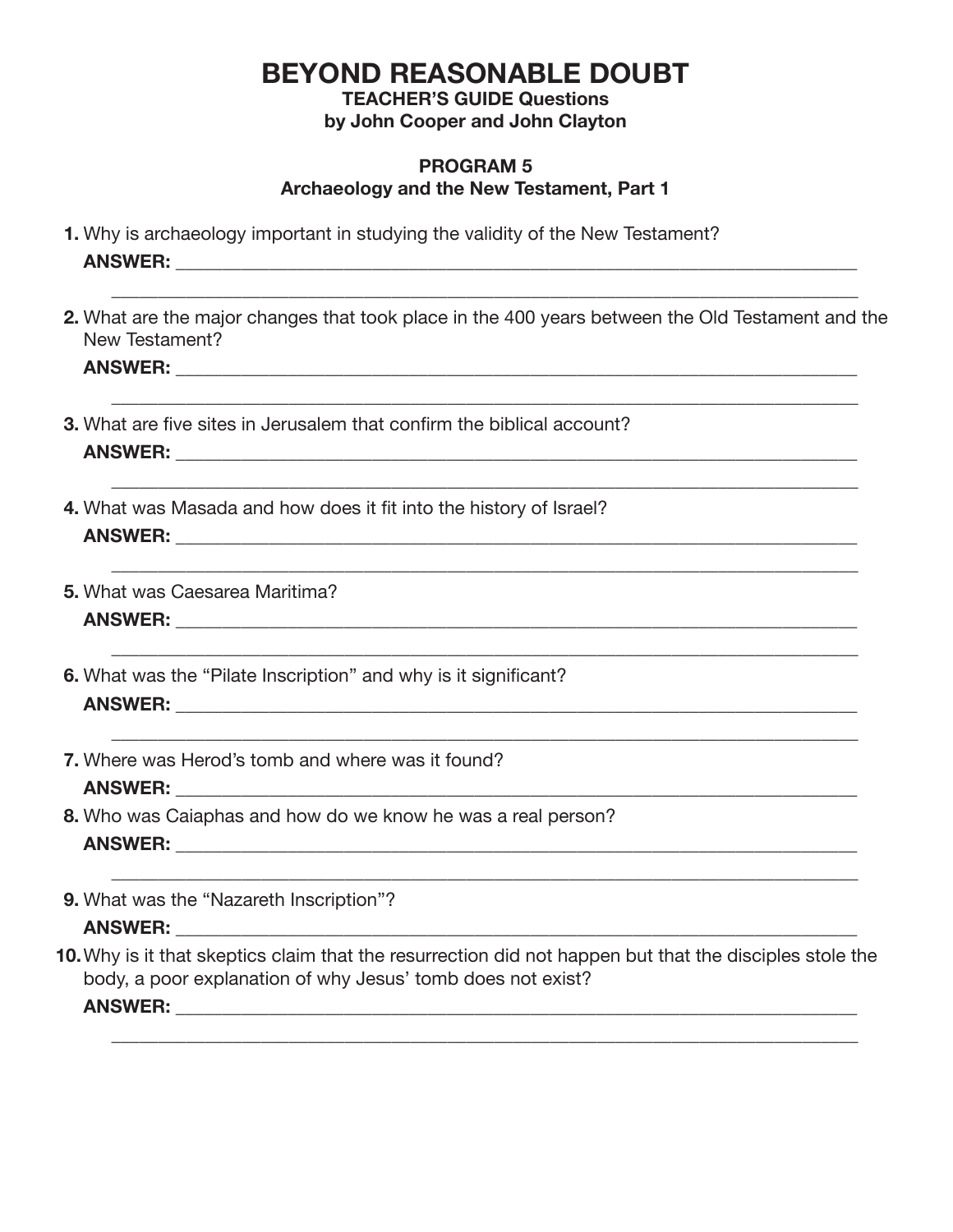# BEYOND REASONABLE DOUBT

**TEACHER'S GUIDE Questions**
**by John Cooper and John Clayton**

## PROGRAM 5
## Archaeology and the New Testament, Part 1

**1.** Why is archaeology important in studying the validity of the New Testament?
**ANSWER:** ________________________________________________________________________
________________________________________________________________________

**2.** What are the major changes that took place in the 400 years between the Old Testament and the New Testament?
**ANSWER:** ________________________________________________________________________
________________________________________________________________________

**3.** What are five sites in Jerusalem that confirm the biblical account?
**ANSWER:** ________________________________________________________________________
________________________________________________________________________

**4.** What was Masada and how does it fit into the history of Israel?
**ANSWER:** ________________________________________________________________________
________________________________________________________________________

**5.** What was Caesarea Maritima?
**ANSWER:** ________________________________________________________________________
________________________________________________________________________

**6.** What was the "Pilate Inscription" and why is it significant?
**ANSWER:** ________________________________________________________________________
________________________________________________________________________

**7.** Where was Herod's tomb and where was it found?
**ANSWER:** ________________________________________________________________________

**8.** Who was Caiaphas and how do we know he was a real person?
**ANSWER:** ________________________________________________________________________
________________________________________________________________________

**9.** What was the "Nazareth Inscription"?
**ANSWER:** ________________________________________________________________________

**10.** Why is it that skeptics claim that the resurrection did not happen but that the disciples stole the body, a poor explanation of why Jesus' tomb does not exist?
**ANSWER:** ________________________________________________________________________
________________________________________________________________________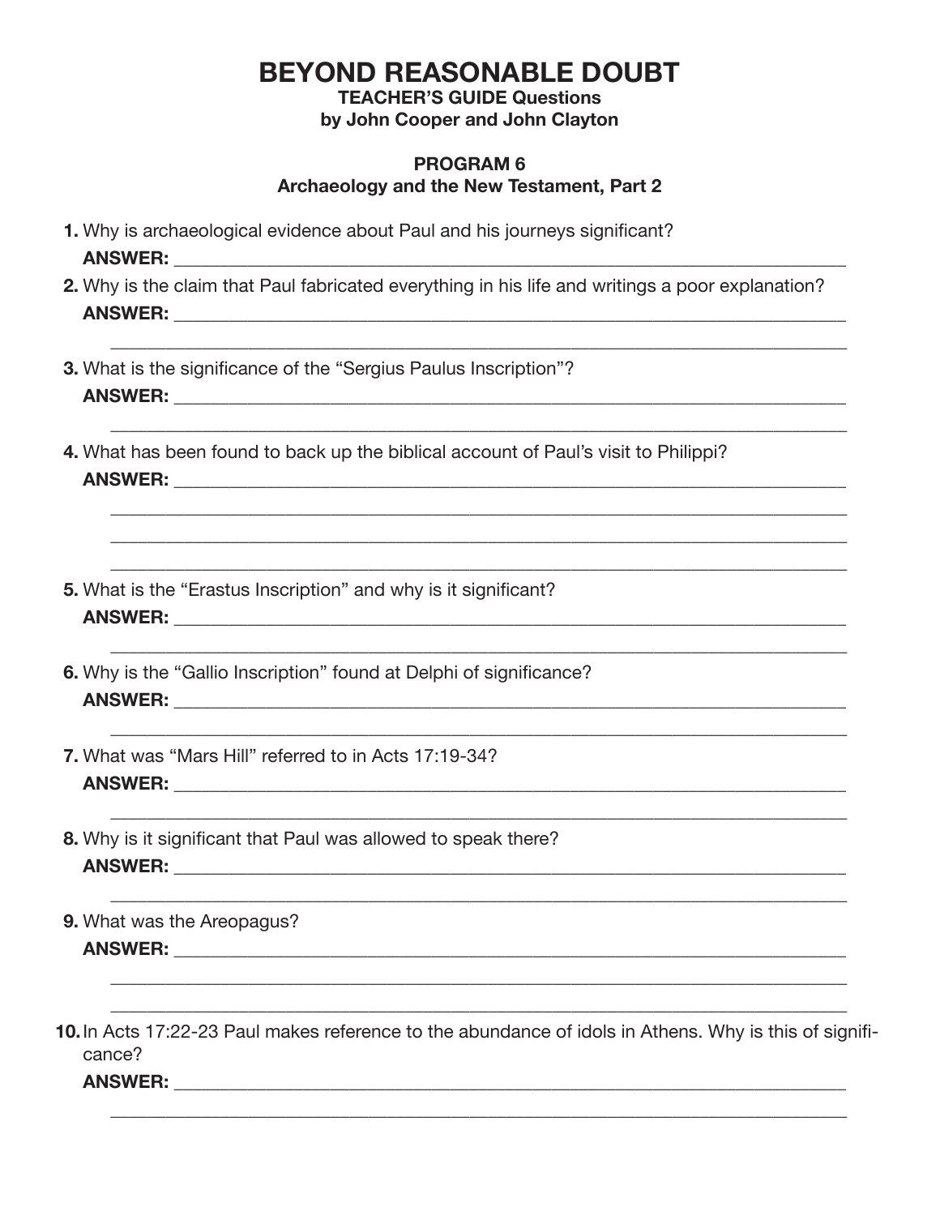# BEYOND REASONABLE DOUBT

**TEACHER'S GUIDE Questions**
**by John Cooper and John Clayton**

## PROGRAM 6
## Archaeology and the New Testament, Part 2

**1.** Why is archaeological evidence about Paul and his journeys significant?
**ANSWER:** ______________________________________________

**2.** Why is the claim that Paul fabricated everything in his life and writings a poor explanation?
**ANSWER:** ______________________________________________
______________________________________________

**3.** What is the significance of the "Sergius Paulus Inscription"?
**ANSWER:** ______________________________________________
______________________________________________

**4.** What has been found to back up the biblical account of Paul's visit to Philippi?
**ANSWER:** ______________________________________________
______________________________________________
______________________________________________
______________________________________________

**5.** What is the "Erastus Inscription" and why is it significant?
**ANSWER:** ______________________________________________
______________________________________________

**6.** Why is the "Gallio Inscription" found at Delphi of significance?
**ANSWER:** ______________________________________________
______________________________________________

**7.** What was "Mars Hill" referred to in Acts 17:19-34?
**ANSWER:** ______________________________________________
______________________________________________

**8.** Why is it significant that Paul was allowed to speak there?
**ANSWER:** ______________________________________________
______________________________________________

**9.** What was the Areopagus?
**ANSWER:** ______________________________________________
______________________________________________
______________________________________________

**10.** In Acts 17:22-23 Paul makes reference to the abundance of idols in Athens. Why is this of significance?
**ANSWER:** ______________________________________________
______________________________________________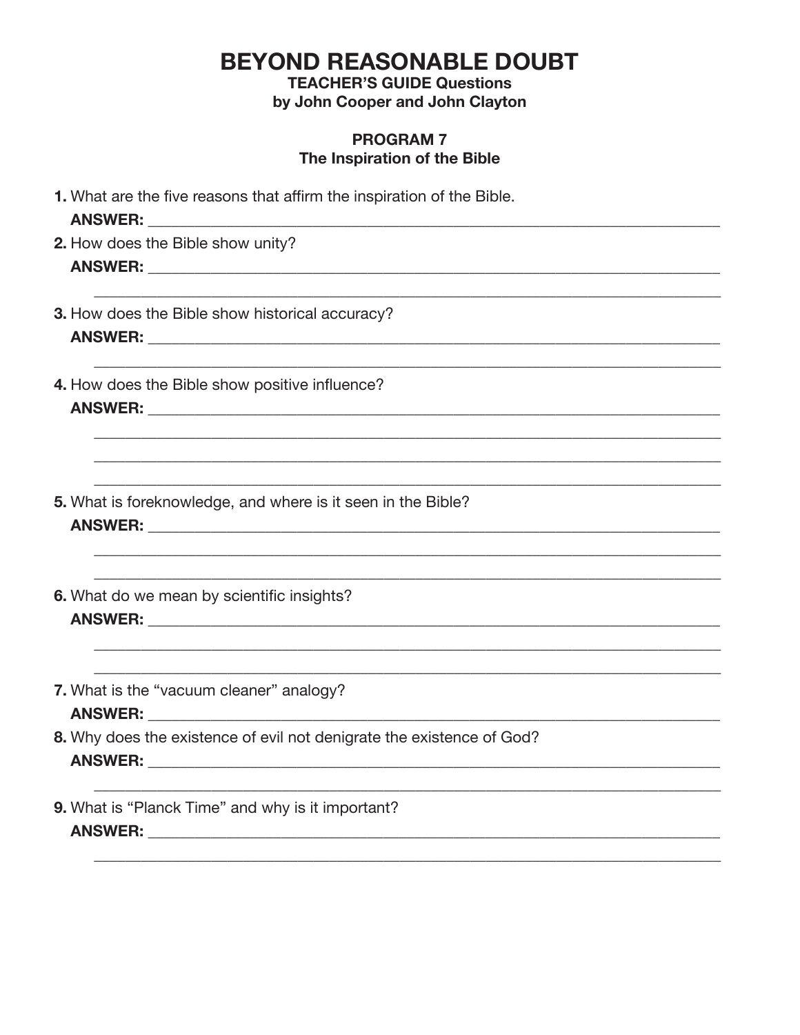# BEYOND REASONABLE DOUBT

**TEACHER'S GUIDE Questions**
**by John Cooper and John Clayton**

**PROGRAM 7**
**The Inspiration of the Bible**

**1.** What are the five reasons that affirm the inspiration of the Bible.
**ANSWER:** ___________________________________________________________

**2.** How does the Bible show unity?
**ANSWER:** ___________________________________________________________
___________________________________________________________

**3.** How does the Bible show historical accuracy?
**ANSWER:** ___________________________________________________________
___________________________________________________________

**4.** How does the Bible show positive influence?
**ANSWER:** ___________________________________________________________
___________________________________________________________
___________________________________________________________
___________________________________________________________

**5.** What is foreknowledge, and where is it seen in the Bible?
**ANSWER:** ___________________________________________________________
___________________________________________________________
___________________________________________________________

**6.** What do we mean by scientific insights?
**ANSWER:** ___________________________________________________________
___________________________________________________________
___________________________________________________________

**7.** What is the "vacuum cleaner" analogy?
**ANSWER:** ___________________________________________________________

**8.** Why does the existence of evil not denigrate the existence of God?
**ANSWER:** ___________________________________________________________
___________________________________________________________

**9.** What is "Planck Time" and why is it important?
**ANSWER:** ___________________________________________________________
___________________________________________________________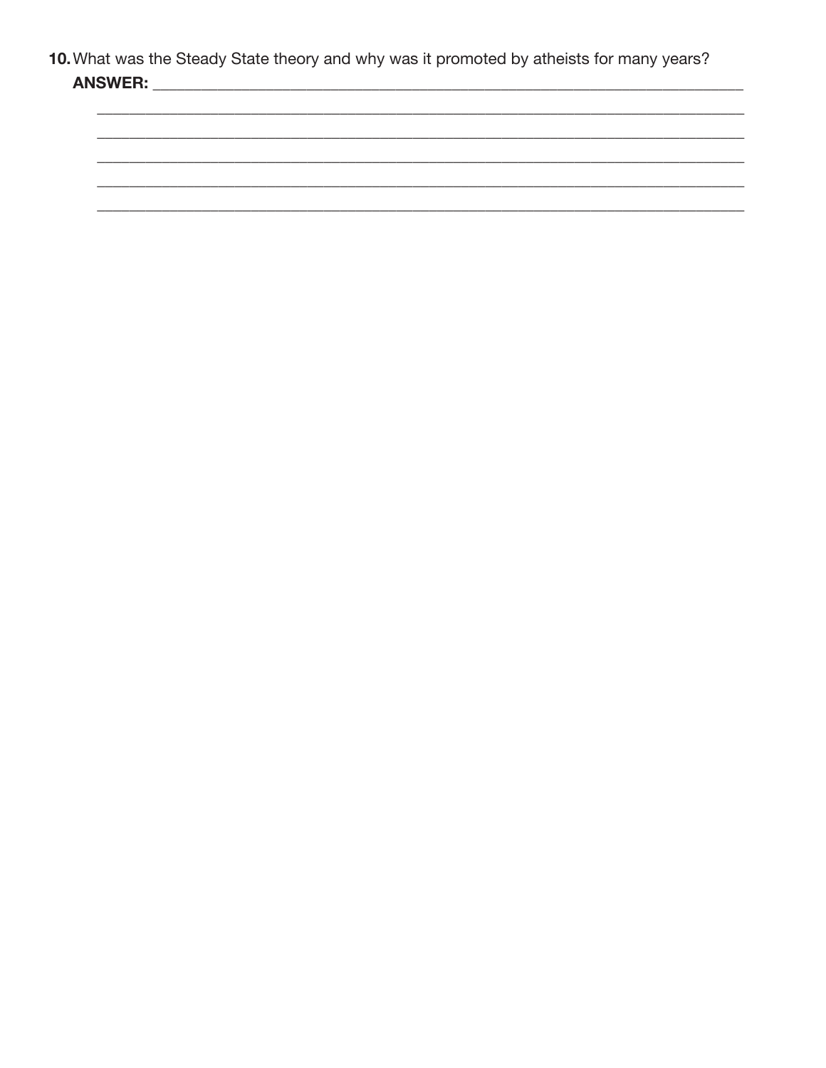10. What was the Steady State theory and why was it promoted by atheists for many years?

**ANSWER:** ____________________________________________________________

____________________________________________________________

____________________________________________________________

____________________________________________________________

____________________________________________________________

____________________________________________________________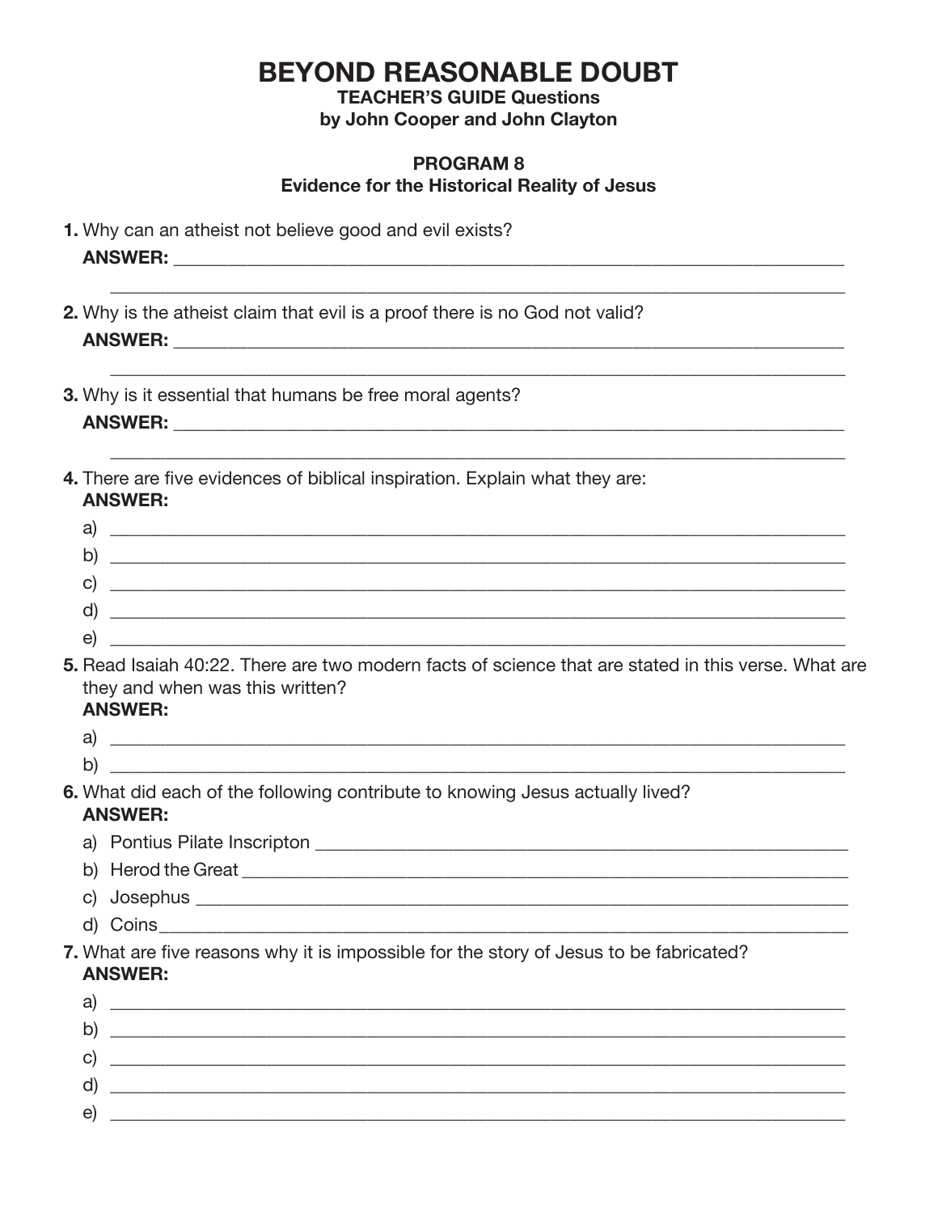# BEYOND REASONABLE DOUBT

**TEACHER'S GUIDE Questions**
**by John Cooper and John Clayton**

## PROGRAM 8
### Evidence for the Historical Reality of Jesus

**1.** Why can an atheist not believe good and evil exists?
**ANSWER:** ________________________________________________________________________

________________________________________________________________________

**2.** Why is the atheist claim that evil is a proof there is no God not valid?
**ANSWER:** ________________________________________________________________________

________________________________________________________________________

**3.** Why is it essential that humans be free moral agents?
**ANSWER:** ________________________________________________________________________

________________________________________________________________________

**4.** There are five evidences of biblical inspiration. Explain what they are:
**ANSWER:**

a) ________________________________________________________________________
b) ________________________________________________________________________
c) ________________________________________________________________________
d) ________________________________________________________________________
e) ________________________________________________________________________

**5.** Read Isaiah 40:22. There are two modern facts of science that are stated in this verse. What are they and when was this written?
**ANSWER:**

a) ________________________________________________________________________
b) ________________________________________________________________________

**6.** What did each of the following contribute to knowing Jesus actually lived?
**ANSWER:**

a) Pontius Pilate Inscripton ____________________________________________________
b) Herod the Great __________________________________________________________
c) Josephus ________________________________________________________________
d) Coins___________________________________________________________________

**7.** What are five reasons why it is impossible for the story of Jesus to be fabricated?
**ANSWER:**

a) ________________________________________________________________________
b) ________________________________________________________________________
c) ________________________________________________________________________
d) ________________________________________________________________________
e) ________________________________________________________________________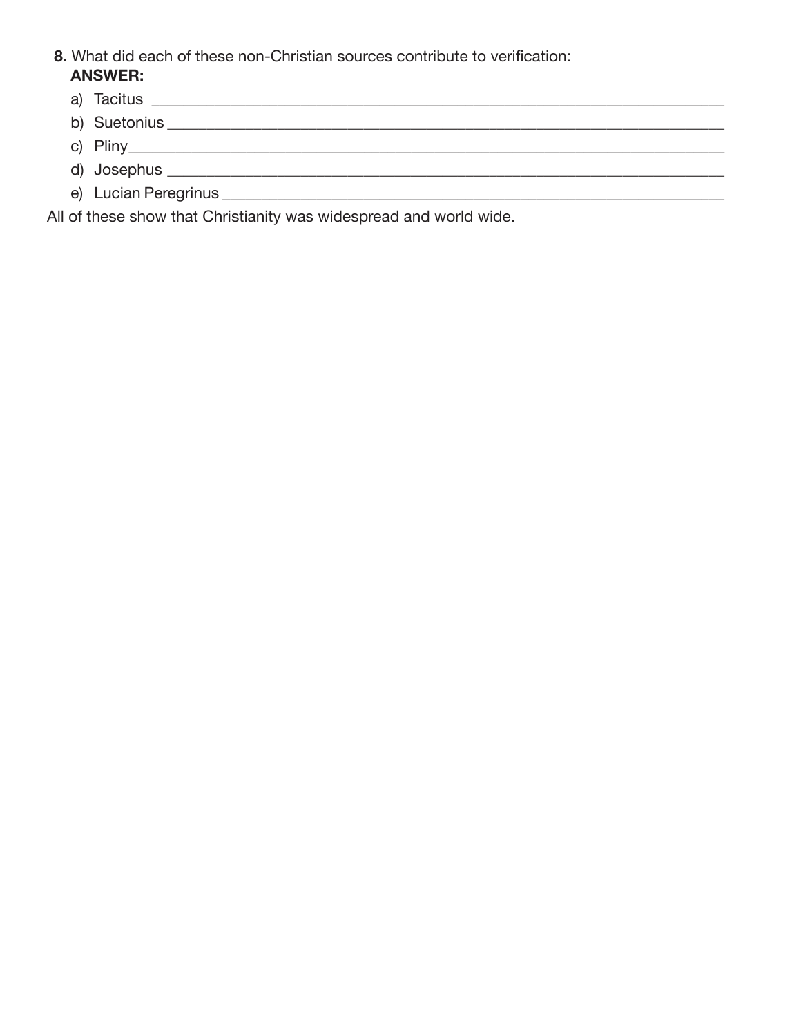**8.** What did each of these non-Christian sources contribute to verification:

**ANSWER:**

a) Tacitus ___________________________________________________________________________

b) Suetonius _________________________________________________________________________

c) Pliny_____________________________________________________________________________

d) Josephus __________________________________________________________________________

e) Lucian Peregrinus ___________________________________________________________________

All of these show that Christianity was widespread and world wide.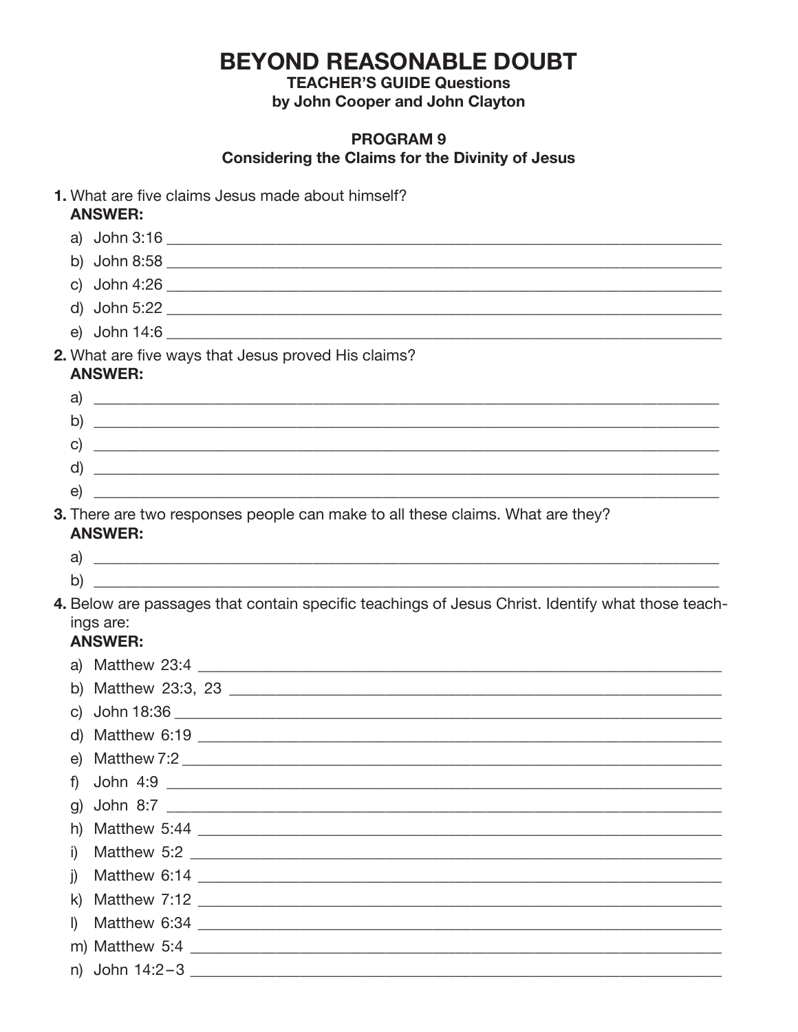# BEYOND REASONABLE DOUBT

**TEACHER'S GUIDE Questions**
**by John Cooper and John Clayton**

## PROGRAM 9
### Considering the Claims for the Divinity of Jesus

**1.** What are five claims Jesus made about himself?
**ANSWER:**

a) John 3:16 ____________________
b) John 8:58 ____________________
c) John 4:26 ____________________
d) John 5:22 ____________________
e) John 14:6 ____________________

**2.** What are five ways that Jesus proved His claims?
**ANSWER:**

a) ____________________
b) ____________________
c) ____________________
d) ____________________
e) ____________________

**3.** There are two responses people can make to all these claims. What are they?
**ANSWER:**

a) ____________________
b) ____________________

**4.** Below are passages that contain specific teachings of Jesus Christ. Identify what those teachings are:
**ANSWER:**

a) Matthew 23:4 ____________________
b) Matthew 23:3, 23 ____________________
c) John 18:36 ____________________
d) Matthew 6:19 ____________________
e) Matthew 7:2 ____________________
f) John 4:9 ____________________
g) John 8:7 ____________________
h) Matthew 5:44 ____________________
i) Matthew 5:2 ____________________
j) Matthew 6:14 ____________________
k) Matthew 7:12 ____________________
l) Matthew 6:34 ____________________
m) Matthew 5:4 ____________________
n) John 14:2–3 ____________________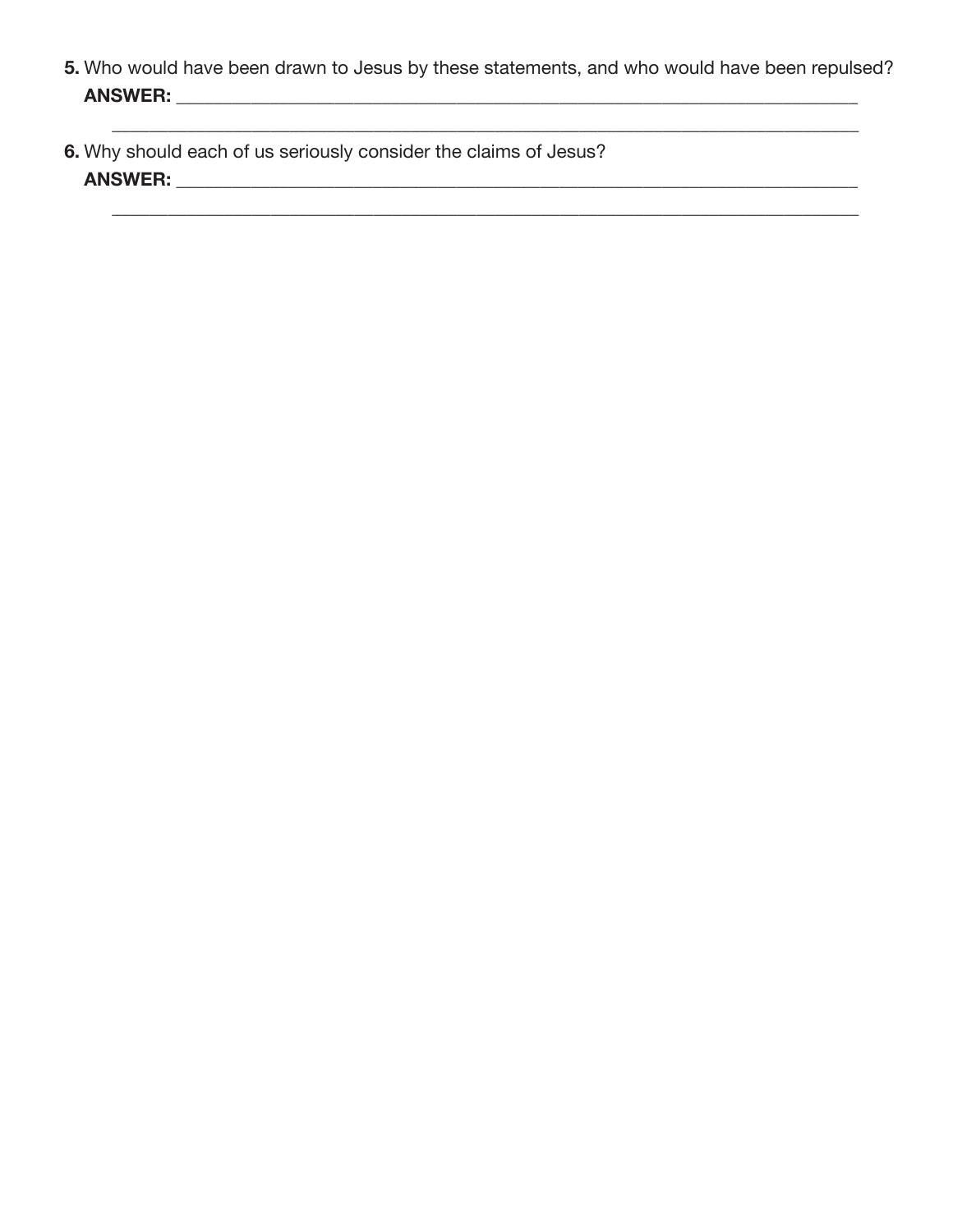5. Who would have been drawn to Jesus by these statements, and who would have been repulsed?
   **ANSWER:** ___________________________________________________________________________

   ___________________________________________________________________________________

6. Why should each of us seriously consider the claims of Jesus?
   **ANSWER:** ___________________________________________________________________________

   ___________________________________________________________________________________